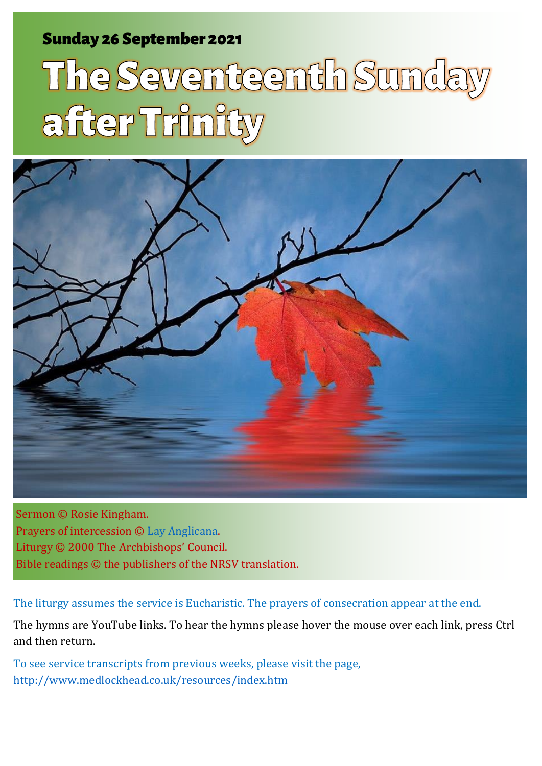Sunday 26 September 2021

# The Seventeenth Sunday after Trinity

Sermon © Rosie Kingham.
Prayers of intercession © Lay Anglicana.
Liturgy © 2000 The Archbishops' Council.
Bible readings © the publishers of the NRSV translation.

The liturgy assumes the service is Eucharistic. The prayers of consecration appear at the end.

The hymns are YouTube links. To hear the hymns please hover the mouse over each link, press Ctrl and then return.

To see service transcripts from previous weeks, please visit the page, http://www.medlockhead.co.uk/resources/index.htm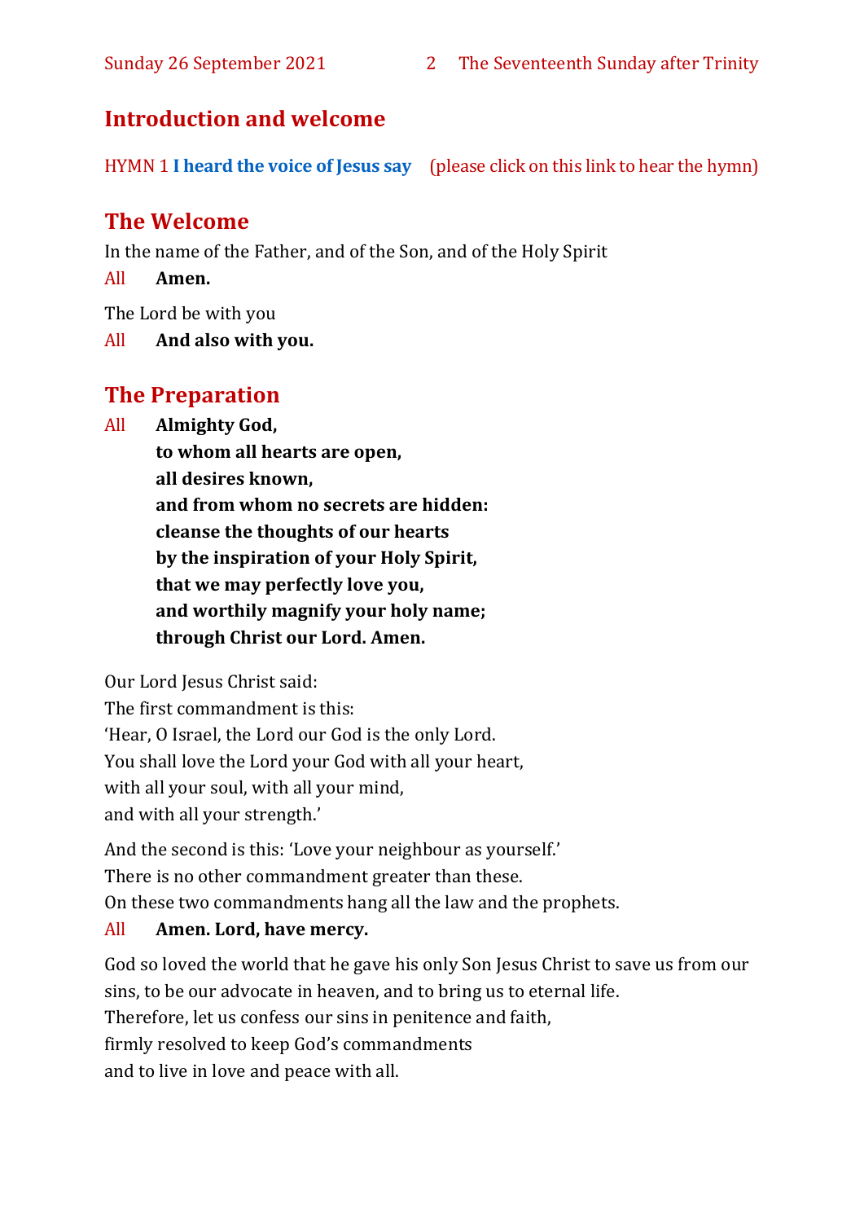## Introduction and welcome

HYMN 1 **I heard the voice of Jesus say** (please click on this link to hear the hymn)

## The Welcome

In the name of the Father, and of the Son, and of the Holy Spirit

All **Amen.**

The Lord be with you

All **And also with you.**

## The Preparation

All **Almighty God,**
**to whom all hearts are open,**
**all desires known,**
**and from whom no secrets are hidden:**
**cleanse the thoughts of our hearts**
**by the inspiration of your Holy Spirit,**
**that we may perfectly love you,**
**and worthily magnify your holy name;**
**through Christ our Lord. Amen.**

Our Lord Jesus Christ said:
The first commandment is this:
'Hear, O Israel, the Lord our God is the only Lord.
You shall love the Lord your God with all your heart,
with all your soul, with all your mind,
and with all your strength.'

And the second is this: 'Love your neighbour as yourself.'
There is no other commandment greater than these.
On these two commandments hang all the law and the prophets.

All **Amen. Lord, have mercy.**

God so loved the world that he gave his only Son Jesus Christ to save us from our sins, to be our advocate in heaven, and to bring us to eternal life.
Therefore, let us confess our sins in penitence and faith,
firmly resolved to keep God's commandments
and to live in love and peace with all.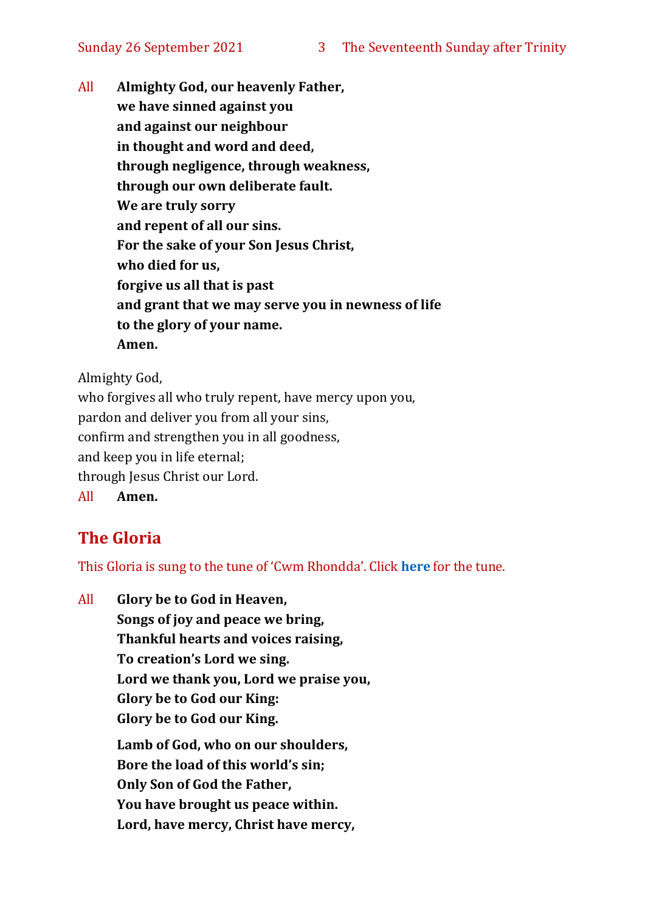All **Almighty God, our heavenly Father,**
**we have sinned against you**
**and against our neighbour**
**in thought and word and deed,**
**through negligence, through weakness,**
**through our own deliberate fault.**
**We are truly sorry**
**and repent of all our sins.**
**For the sake of your Son Jesus Christ,**
**who died for us,**
**forgive us all that is past**
**and grant that we may serve you in newness of life**
**to the glory of your name.**
**Amen.**

Almighty God,
who forgives all who truly repent, have mercy upon you,
pardon and deliver you from all your sins,
confirm and strengthen you in all goodness,
and keep you in life eternal;
through Jesus Christ our Lord.

All **Amen.**

## The Gloria

This Gloria is sung to the tune of 'Cwm Rhondda'. Click **here** for the tune.

All **Glory be to God in Heaven,**
**Songs of joy and peace we bring,**
**Thankful hearts and voices raising,**
**To creation's Lord we sing.**
**Lord we thank you, Lord we praise you,**
**Glory be to God our King:**
**Glory be to God our King.**

**Lamb of God, who on our shoulders,**
**Bore the load of this world's sin;**
**Only Son of God the Father,**
**You have brought us peace within.**
**Lord, have mercy, Christ have mercy,**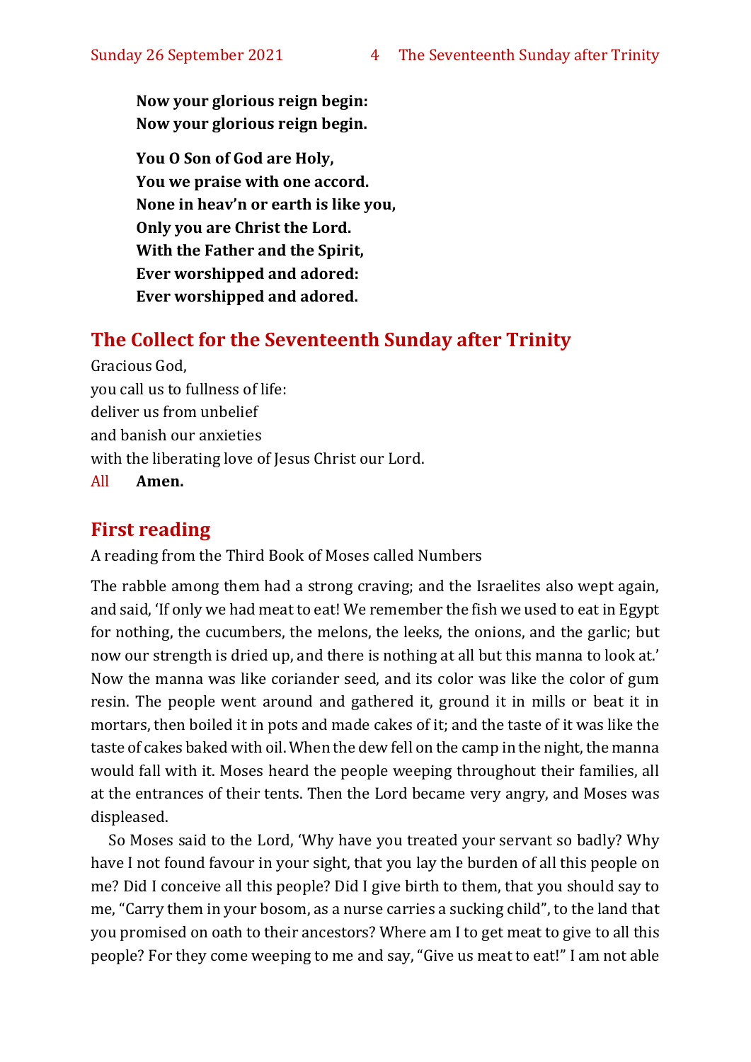**Now your glorious reign begin:**
**Now your glorious reign begin.**

**You O Son of God are Holy,**
**You we praise with one accord.**
**None in heav'n or earth is like you,**
**Only you are Christ the Lord.**
**With the Father and the Spirit,**
**Ever worshipped and adored:**
**Ever worshipped and adored.**

## The Collect for the Seventeenth Sunday after Trinity

Gracious God,
you call us to fullness of life:
deliver us from unbelief
and banish our anxieties
with the liberating love of Jesus Christ our Lord.
All **Amen.**

## First reading

A reading from the Third Book of Moses called Numbers

The rabble among them had a strong craving; and the Israelites also wept again, and said, 'If only we had meat to eat! We remember the fish we used to eat in Egypt for nothing, the cucumbers, the melons, the leeks, the onions, and the garlic; but now our strength is dried up, and there is nothing at all but this manna to look at.' Now the manna was like coriander seed, and its color was like the color of gum resin. The people went around and gathered it, ground it in mills or beat it in mortars, then boiled it in pots and made cakes of it; and the taste of it was like the taste of cakes baked with oil. When the dew fell on the camp in the night, the manna would fall with it. Moses heard the people weeping throughout their families, all at the entrances of their tents. Then the Lord became very angry, and Moses was displeased.

So Moses said to the Lord, 'Why have you treated your servant so badly? Why have I not found favour in your sight, that you lay the burden of all this people on me? Did I conceive all this people? Did I give birth to them, that you should say to me, "Carry them in your bosom, as a nurse carries a sucking child", to the land that you promised on oath to their ancestors? Where am I to get meat to give to all this people? For they come weeping to me and say, "Give us meat to eat!" I am not able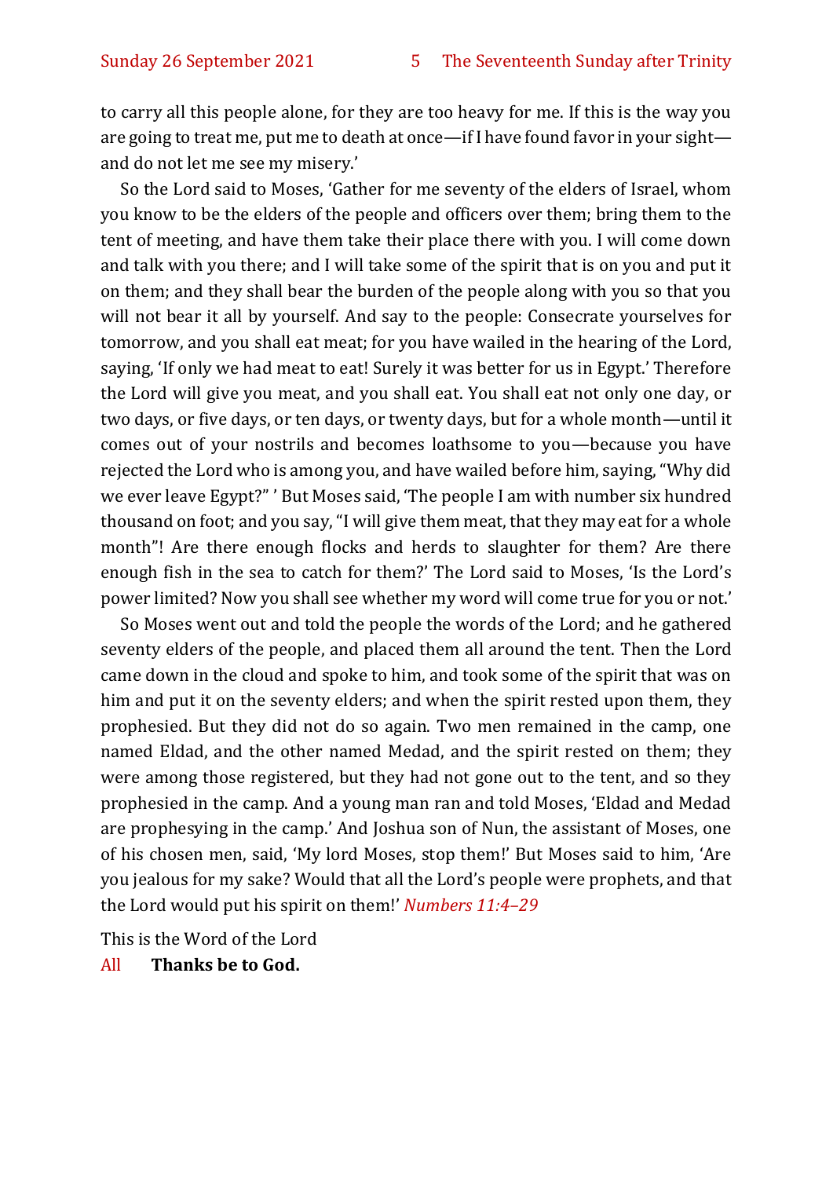to carry all this people alone, for they are too heavy for me. If this is the way you are going to treat me, put me to death at once—if I have found favor in your sight—and do not let me see my misery.'

So the Lord said to Moses, 'Gather for me seventy of the elders of Israel, whom you know to be the elders of the people and officers over them; bring them to the tent of meeting, and have them take their place there with you. I will come down and talk with you there; and I will take some of the spirit that is on you and put it on them; and they shall bear the burden of the people along with you so that you will not bear it all by yourself. And say to the people: Consecrate yourselves for tomorrow, and you shall eat meat; for you have wailed in the hearing of the Lord, saying, 'If only we had meat to eat! Surely it was better for us in Egypt.' Therefore the Lord will give you meat, and you shall eat. You shall eat not only one day, or two days, or five days, or ten days, or twenty days, but for a whole month—until it comes out of your nostrils and becomes loathsome to you—because you have rejected the Lord who is among you, and have wailed before him, saying, "Why did we ever leave Egypt?" ' But Moses said, 'The people I am with number six hundred thousand on foot; and you say, "I will give them meat, that they may eat for a whole month"! Are there enough flocks and herds to slaughter for them? Are there enough fish in the sea to catch for them?' The Lord said to Moses, 'Is the Lord's power limited? Now you shall see whether my word will come true for you or not.'

So Moses went out and told the people the words of the Lord; and he gathered seventy elders of the people, and placed them all around the tent. Then the Lord came down in the cloud and spoke to him, and took some of the spirit that was on him and put it on the seventy elders; and when the spirit rested upon them, they prophesied. But they did not do so again. Two men remained in the camp, one named Eldad, and the other named Medad, and the spirit rested on them; they were among those registered, but they had not gone out to the tent, and so they prophesied in the camp. And a young man ran and told Moses, 'Eldad and Medad are prophesying in the camp.' And Joshua son of Nun, the assistant of Moses, one of his chosen men, said, 'My lord Moses, stop them!' But Moses said to him, 'Are you jealous for my sake? Would that all the Lord's people were prophets, and that the Lord would put his spirit on them!' *Numbers 11:4–29*

This is the Word of the Lord

All **Thanks be to God.**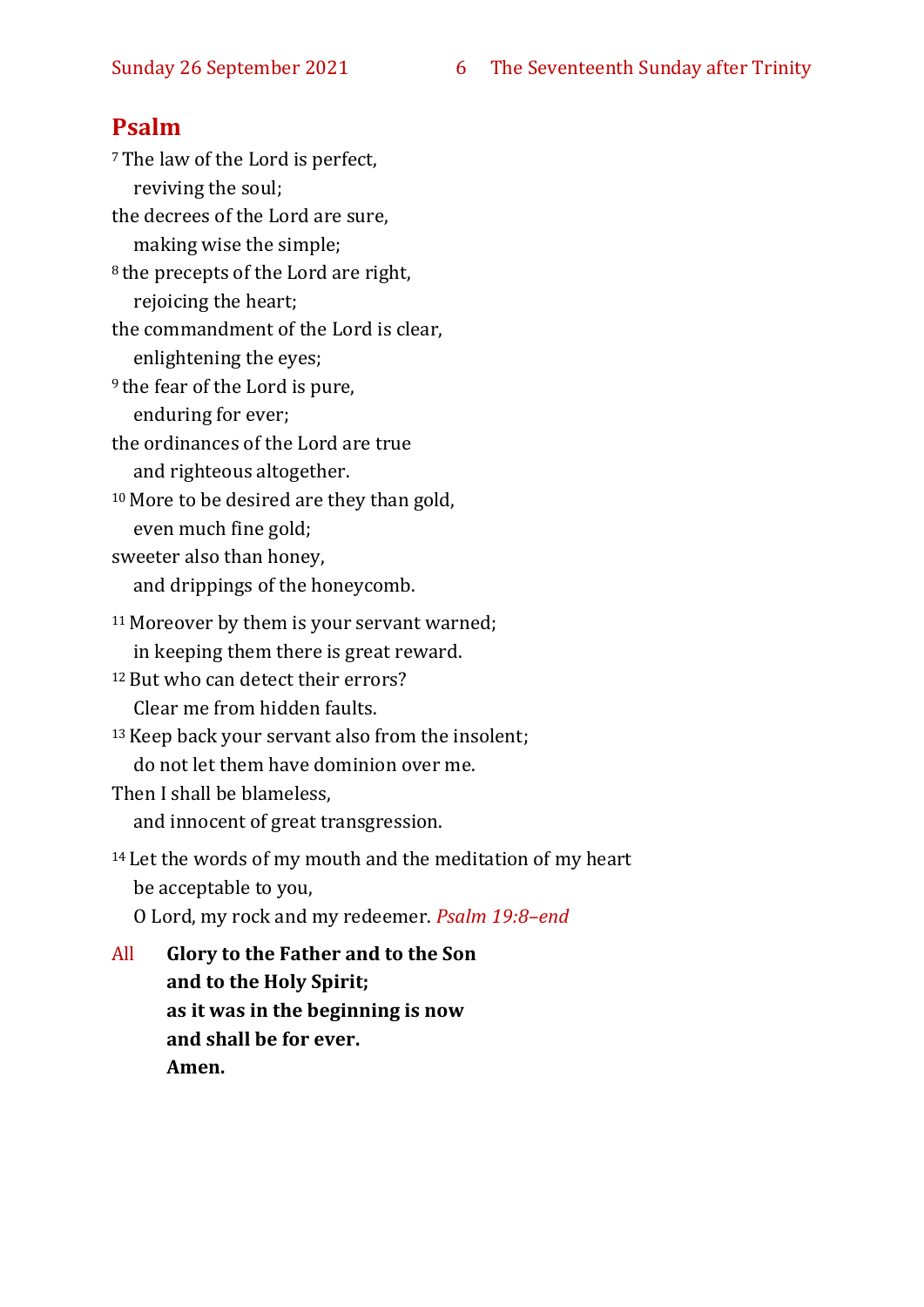## Psalm

[7] The law of the Lord is perfect,
  reviving the soul;
the decrees of the Lord are sure,
  making wise the simple;
[8] the precepts of the Lord are right,
  rejoicing the heart;
the commandment of the Lord is clear,
  enlightening the eyes;
[9] the fear of the Lord is pure,
  enduring for ever;
the ordinances of the Lord are true
  and righteous altogether.
[10] More to be desired are they than gold,
  even much fine gold;
sweeter also than honey,
  and drippings of the honeycomb.

[11] Moreover by them is your servant warned;
  in keeping them there is great reward.
[12] But who can detect their errors?
  Clear me from hidden faults.
[13] Keep back your servant also from the insolent;
  do not let them have dominion over me.
Then I shall be blameless,
  and innocent of great transgression.

[14] Let the words of my mouth and the meditation of my heart
  be acceptable to you,
  O Lord, my rock and my redeemer. *Psalm 19:8–end*

All **Glory to the Father and to the Son
and to the Holy Spirit;
as it was in the beginning is now
and shall be for ever.
Amen.**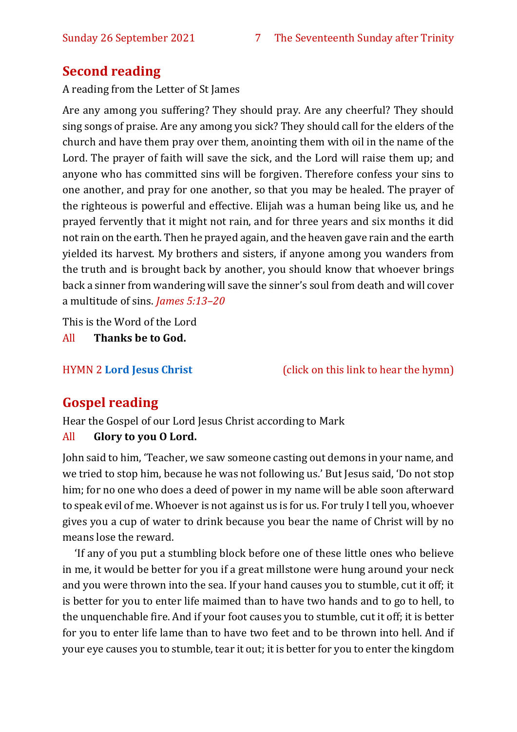## Second reading

A reading from the Letter of St James

Are any among you suffering? They should pray. Are any cheerful? They should sing songs of praise. Are any among you sick? They should call for the elders of the church and have them pray over them, anointing them with oil in the name of the Lord. The prayer of faith will save the sick, and the Lord will raise them up; and anyone who has committed sins will be forgiven. Therefore confess your sins to one another, and pray for one another, so that you may be healed. The prayer of the righteous is powerful and effective. Elijah was a human being like us, and he prayed fervently that it might not rain, and for three years and six months it did not rain on the earth. Then he prayed again, and the heaven gave rain and the earth yielded its harvest. My brothers and sisters, if anyone among you wanders from the truth and is brought back by another, you should know that whoever brings back a sinner from wandering will save the sinner's soul from death and will cover a multitude of sins. *James 5:13–20*

This is the Word of the Lord

All **Thanks be to God.**

HYMN 2 **Lord Jesus Christ** (click on this link to hear the hymn)

## Gospel reading

Hear the Gospel of our Lord Jesus Christ according to Mark

All **Glory to you O Lord.**

John said to him, 'Teacher, we saw someone casting out demons in your name, and we tried to stop him, because he was not following us.' But Jesus said, 'Do not stop him; for no one who does a deed of power in my name will be able soon afterward to speak evil of me. Whoever is not against us is for us. For truly I tell you, whoever gives you a cup of water to drink because you bear the name of Christ will by no means lose the reward.

'If any of you put a stumbling block before one of these little ones who believe in me, it would be better for you if a great millstone were hung around your neck and you were thrown into the sea. If your hand causes you to stumble, cut it off; it is better for you to enter life maimed than to have two hands and to go to hell, to the unquenchable fire. And if your foot causes you to stumble, cut it off; it is better for you to enter life lame than to have two feet and to be thrown into hell. And if your eye causes you to stumble, tear it out; it is better for you to enter the kingdom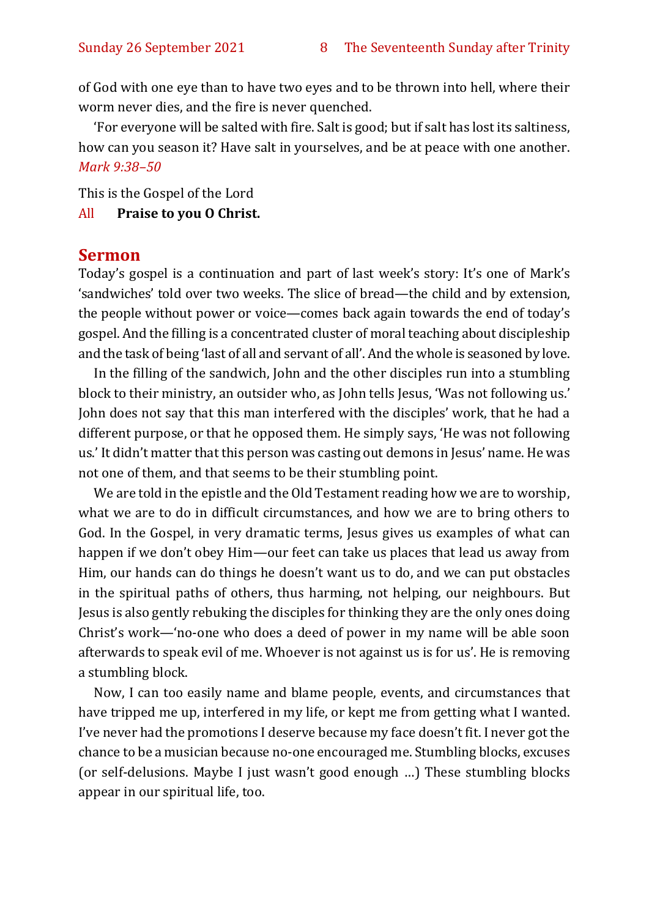of God with one eye than to have two eyes and to be thrown into hell, where their worm never dies, and the fire is never quenched.

'For everyone will be salted with fire. Salt is good; but if salt has lost its saltiness, how can you season it? Have salt in yourselves, and be at peace with one another. *Mark 9:38–50*

This is the Gospel of the Lord

All **Praise to you O Christ.**

## Sermon

Today's gospel is a continuation and part of last week's story: It's one of Mark's 'sandwiches' told over two weeks. The slice of bread—the child and by extension, the people without power or voice—comes back again towards the end of today's gospel. And the filling is a concentrated cluster of moral teaching about discipleship and the task of being 'last of all and servant of all'. And the whole is seasoned by love.

In the filling of the sandwich, John and the other disciples run into a stumbling block to their ministry, an outsider who, as John tells Jesus, 'Was not following us.' John does not say that this man interfered with the disciples' work, that he had a different purpose, or that he opposed them. He simply says, 'He was not following us.' It didn't matter that this person was casting out demons in Jesus' name. He was not one of them, and that seems to be their stumbling point.

We are told in the epistle and the Old Testament reading how we are to worship, what we are to do in difficult circumstances, and how we are to bring others to God. In the Gospel, in very dramatic terms, Jesus gives us examples of what can happen if we don't obey Him—our feet can take us places that lead us away from Him, our hands can do things he doesn't want us to do, and we can put obstacles in the spiritual paths of others, thus harming, not helping, our neighbours. But Jesus is also gently rebuking the disciples for thinking they are the only ones doing Christ's work—'no-one who does a deed of power in my name will be able soon afterwards to speak evil of me. Whoever is not against us is for us'. He is removing a stumbling block.

Now, I can too easily name and blame people, events, and circumstances that have tripped me up, interfered in my life, or kept me from getting what I wanted. I've never had the promotions I deserve because my face doesn't fit. I never got the chance to be a musician because no-one encouraged me. Stumbling blocks, excuses (or self-delusions. Maybe I just wasn't good enough …) These stumbling blocks appear in our spiritual life, too.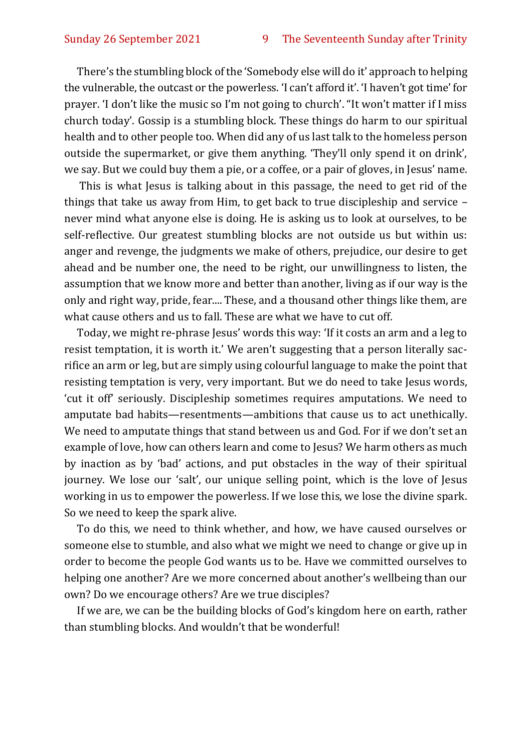There's the stumbling block of the 'Somebody else will do it' approach to helping the vulnerable, the outcast or the powerless. 'I can't afford it'. 'I haven't got time' for prayer. 'I don't like the music so I'm not going to church'. "It won't matter if I miss church today'. Gossip is a stumbling block. These things do harm to our spiritual health and to other people too. When did any of us last talk to the homeless person outside the supermarket, or give them anything. 'They'll only spend it on drink', we say. But we could buy them a pie, or a coffee, or a pair of gloves, in Jesus' name.

This is what Jesus is talking about in this passage, the need to get rid of the things that take us away from Him, to get back to true discipleship and service – never mind what anyone else is doing. He is asking us to look at ourselves, to be self-reflective. Our greatest stumbling blocks are not outside us but within us: anger and revenge, the judgments we make of others, prejudice, our desire to get ahead and be number one, the need to be right, our unwillingness to listen, the assumption that we know more and better than another, living as if our way is the only and right way, pride, fear.... These, and a thousand other things like them, are what cause others and us to fall. These are what we have to cut off.

Today, we might re-phrase Jesus' words this way: 'If it costs an arm and a leg to resist temptation, it is worth it.' We aren't suggesting that a person literally sacrifice an arm or leg, but are simply using colourful language to make the point that resisting temptation is very, very important. But we do need to take Jesus words, 'cut it off' seriously. Discipleship sometimes requires amputations. We need to amputate bad habits—resentments—ambitions that cause us to act unethically. We need to amputate things that stand between us and God. For if we don't set an example of love, how can others learn and come to Jesus? We harm others as much by inaction as by 'bad' actions, and put obstacles in the way of their spiritual journey. We lose our 'salt', our unique selling point, which is the love of Jesus working in us to empower the powerless. If we lose this, we lose the divine spark. So we need to keep the spark alive.

To do this, we need to think whether, and how, we have caused ourselves or someone else to stumble, and also what we might we need to change or give up in order to become the people God wants us to be. Have we committed ourselves to helping one another? Are we more concerned about another's wellbeing than our own? Do we encourage others? Are we true disciples?

If we are, we can be the building blocks of God's kingdom here on earth, rather than stumbling blocks. And wouldn't that be wonderful!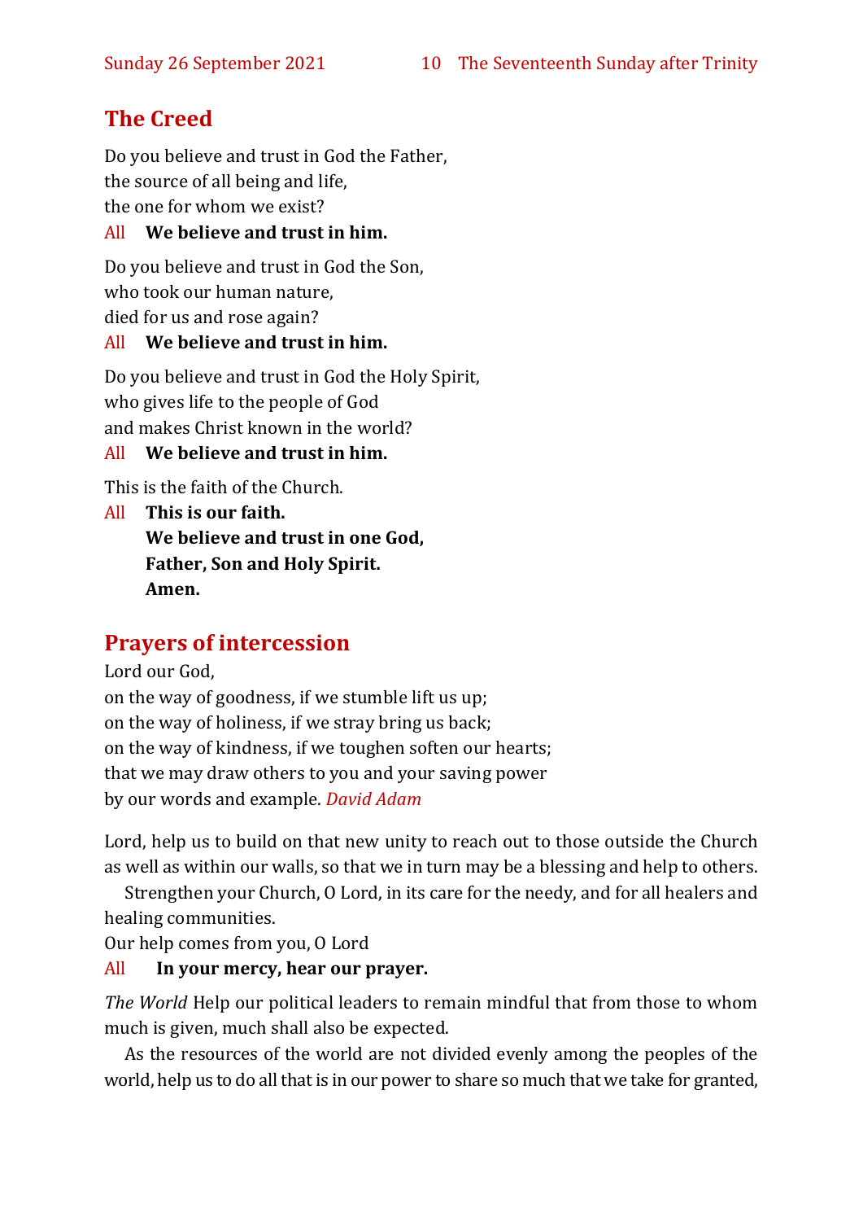## The Creed

Do you believe and trust in God the Father,
the source of all being and life,
the one for whom we exist?

All **We believe and trust in him.**

Do you believe and trust in God the Son,
who took our human nature,
died for us and rose again?

All **We believe and trust in him.**

Do you believe and trust in God the Holy Spirit,
who gives life to the people of God
and makes Christ known in the world?

All **We believe and trust in him.**

This is the faith of the Church.

All **This is our faith.**
**We believe and trust in one God,**
**Father, Son and Holy Spirit.**
**Amen.**

## Prayers of intercession

Lord our God,
on the way of goodness, if we stumble lift us up;
on the way of holiness, if we stray bring us back;
on the way of kindness, if we toughen soften our hearts;
that we may draw others to you and your saving power
by our words and example. *David Adam*

Lord, help us to build on that new unity to reach out to those outside the Church as well as within our walls, so that we in turn may be a blessing and help to others.

Strengthen your Church, O Lord, in its care for the needy, and for all healers and healing communities.

Our help comes from you, O Lord

All **In your mercy, hear our prayer.**

*The World* Help our political leaders to remain mindful that from those to whom much is given, much shall also be expected.

As the resources of the world are not divided evenly among the peoples of the world, help us to do all that is in our power to share so much that we take for granted,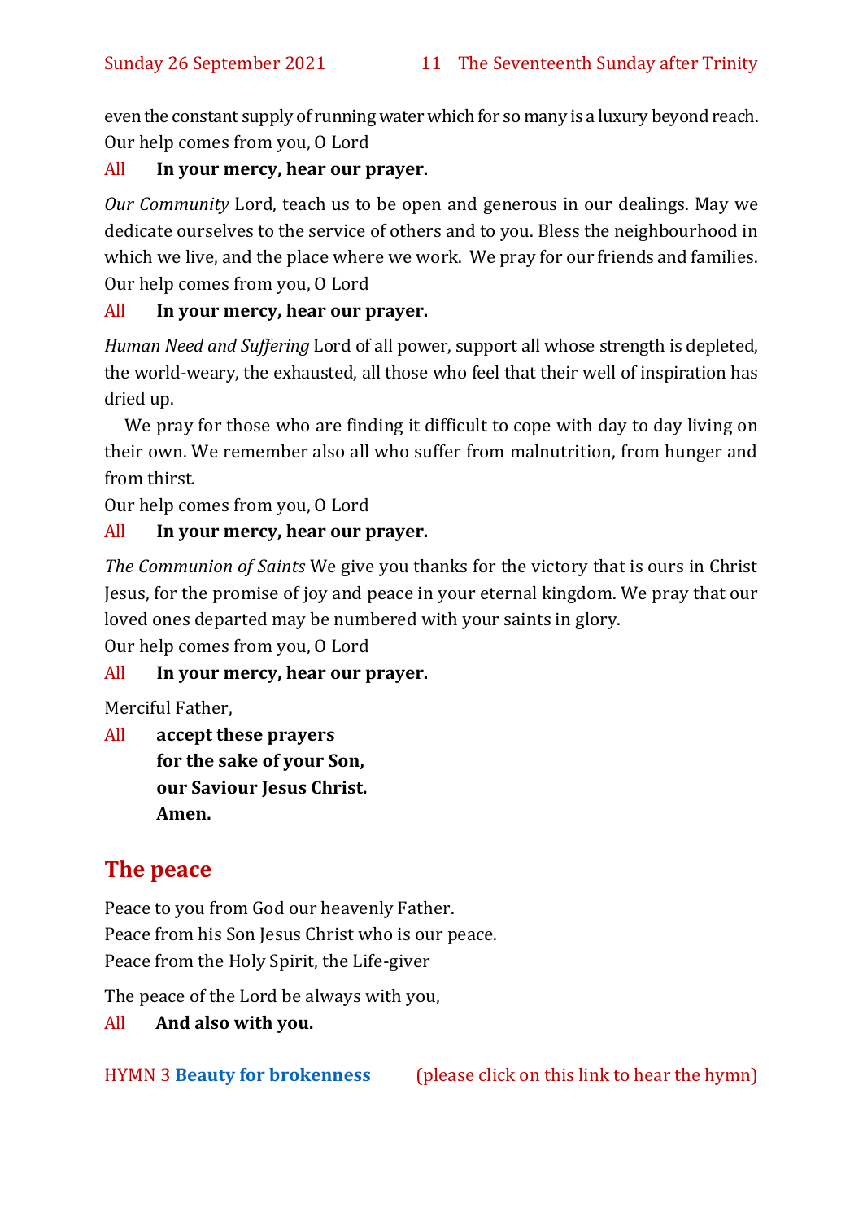even the constant supply of running water which for so many is a luxury beyond reach.
Our help comes from you, O Lord

All **In your mercy, hear our prayer.**

*Our Community* Lord, teach us to be open and generous in our dealings. May we dedicate ourselves to the service of others and to you. Bless the neighbourhood in which we live, and the place where we work. We pray for our friends and families.
Our help comes from you, O Lord

All **In your mercy, hear our prayer.**

*Human Need and Suffering* Lord of all power, support all whose strength is depleted, the world-weary, the exhausted, all those who feel that their well of inspiration has dried up.

We pray for those who are finding it difficult to cope with day to day living on their own. We remember also all who suffer from malnutrition, from hunger and from thirst.

Our help comes from you, O Lord

All **In your mercy, hear our prayer.**

*The Communion of Saints* We give you thanks for the victory that is ours in Christ Jesus, for the promise of joy and peace in your eternal kingdom. We pray that our loved ones departed may be numbered with your saints in glory.
Our help comes from you, O Lord

All **In your mercy, hear our prayer.**

Merciful Father,

All **accept these prayers**
**for the sake of your Son,**
**our Saviour Jesus Christ.**
**Amen.**

## The peace

Peace to you from God our heavenly Father.
Peace from his Son Jesus Christ who is our peace.
Peace from the Holy Spirit, the Life-giver

The peace of the Lord be always with you,

All **And also with you.**

HYMN 3 **Beauty for brokenness** (please click on this link to hear the hymn)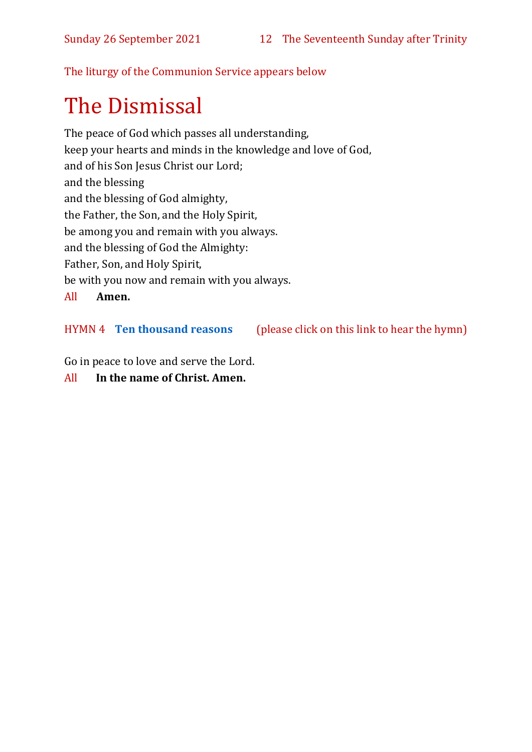The liturgy of the Communion Service appears below

# The Dismissal

The peace of God which passes all understanding,
keep your hearts and minds in the knowledge and love of God,
and of his Son Jesus Christ our Lord;
and the blessing
and the blessing of God almighty,
the Father, the Son, and the Holy Spirit,
be among you and remain with you always.
and the blessing of God the Almighty:
Father, Son, and Holy Spirit,
be with you now and remain with you always.

All **Amen.**

HYMN 4 **Ten thousand reasons** (please click on this link to hear the hymn)

Go in peace to love and serve the Lord.

All **In the name of Christ. Amen.**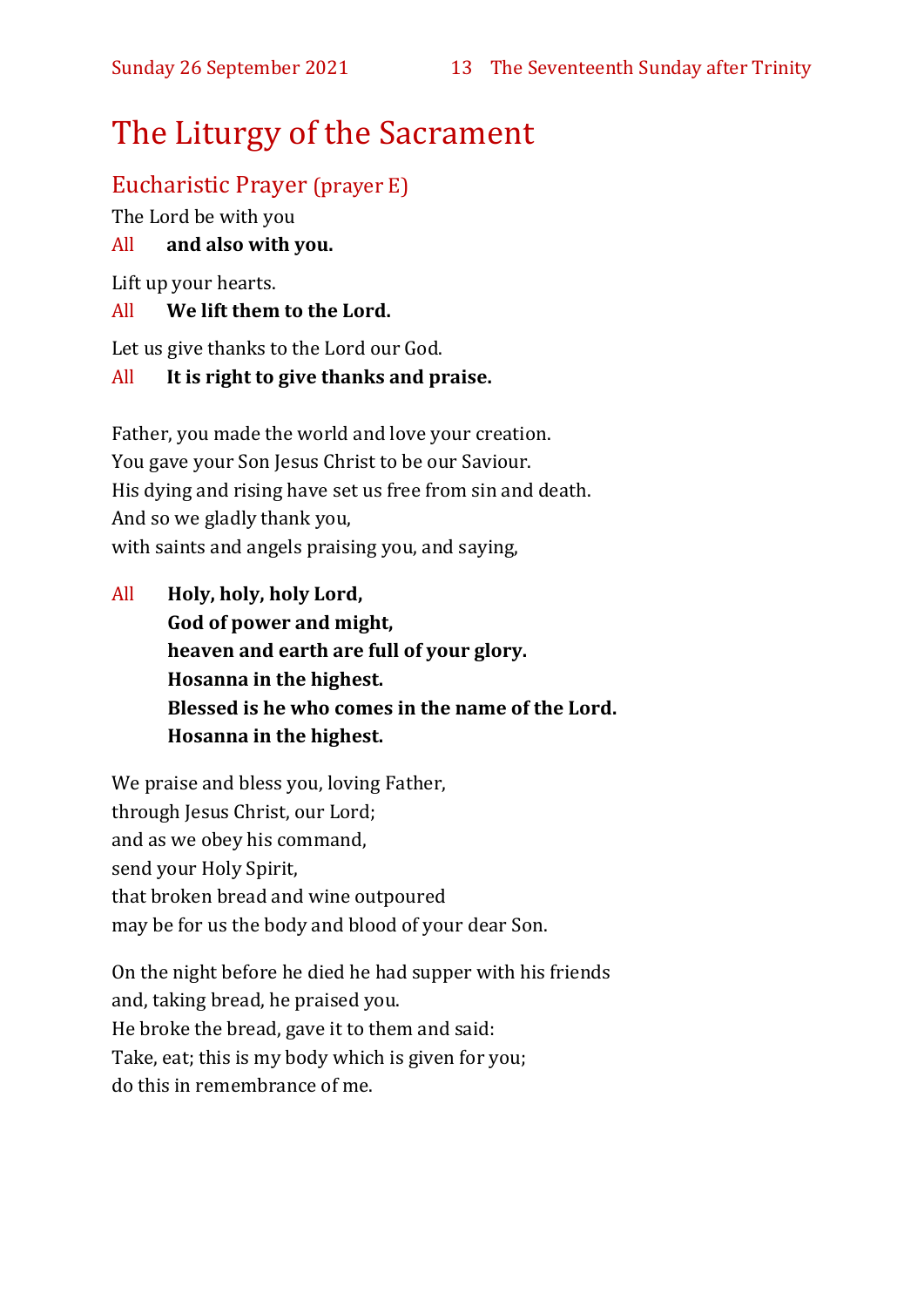# The Liturgy of the Sacrament

## Eucharistic Prayer (prayer E)

The Lord be with you

All **and also with you.**

Lift up your hearts.

All **We lift them to the Lord.**

Let us give thanks to the Lord our God.

All **It is right to give thanks and praise.**

Father, you made the world and love your creation.
You gave your Son Jesus Christ to be our Saviour.
His dying and rising have set us free from sin and death.
And so we gladly thank you,
with saints and angels praising you, and saying,

All **Holy, holy, holy Lord,**
**God of power and might,**
**heaven and earth are full of your glory.**
**Hosanna in the highest.**
**Blessed is he who comes in the name of the Lord.**
**Hosanna in the highest.**

We praise and bless you, loving Father,
through Jesus Christ, our Lord;
and as we obey his command,
send your Holy Spirit,
that broken bread and wine outpoured
may be for us the body and blood of your dear Son.

On the night before he died he had supper with his friends
and, taking bread, he praised you.
He broke the bread, gave it to them and said:
Take, eat; this is my body which is given for you;
do this in remembrance of me.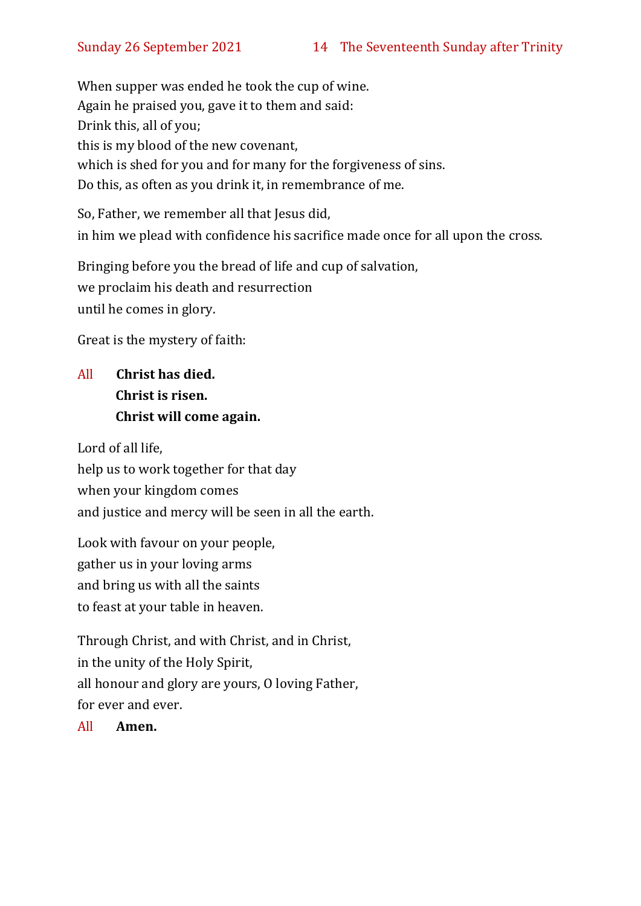When supper was ended he took the cup of wine.
Again he praised you, gave it to them and said:
Drink this, all of you;
this is my blood of the new covenant,
which is shed for you and for many for the forgiveness of sins.
Do this, as often as you drink it, in remembrance of me.

So, Father, we remember all that Jesus did,
in him we plead with confidence his sacrifice made once for all upon the cross.

Bringing before you the bread of life and cup of salvation,
we proclaim his death and resurrection
until he comes in glory.

Great is the mystery of faith:

All **Christ has died.**
**Christ is risen.**
**Christ will come again.**

Lord of all life,
help us to work together for that day
when your kingdom comes
and justice and mercy will be seen in all the earth.

Look with favour on your people,
gather us in your loving arms
and bring us with all the saints
to feast at your table in heaven.

Through Christ, and with Christ, and in Christ,
in the unity of the Holy Spirit,
all honour and glory are yours, O loving Father,
for ever and ever.

All **Amen.**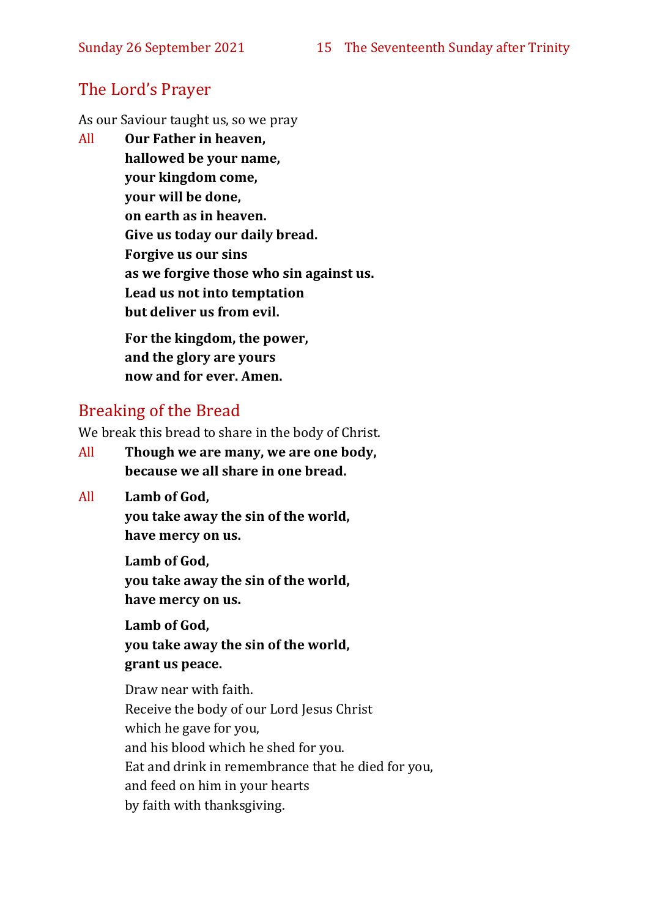## The Lord's Prayer

As our Saviour taught us, so we pray

All **Our Father in heaven,**
**hallowed be your name,**
**your kingdom come,**
**your will be done,**
**on earth as in heaven.**
**Give us today our daily bread.**
**Forgive us our sins**
**as we forgive those who sin against us.**
**Lead us not into temptation**
**but deliver us from evil.**

**For the kingdom, the power,**
**and the glory are yours**
**now and for ever. Amen.**

## Breaking of the Bread

We break this bread to share in the body of Christ.

All **Though we are many, we are one body,**
**because we all share in one bread.**

All **Lamb of God,**
**you take away the sin of the world,**
**have mercy on us.**

**Lamb of God,**
**you take away the sin of the world,**
**have mercy on us.**

**Lamb of God,**
**you take away the sin of the world,**
**grant us peace.**

Draw near with faith.
Receive the body of our Lord Jesus Christ
which he gave for you,
and his blood which he shed for you.
Eat and drink in remembrance that he died for you,
and feed on him in your hearts
by faith with thanksgiving.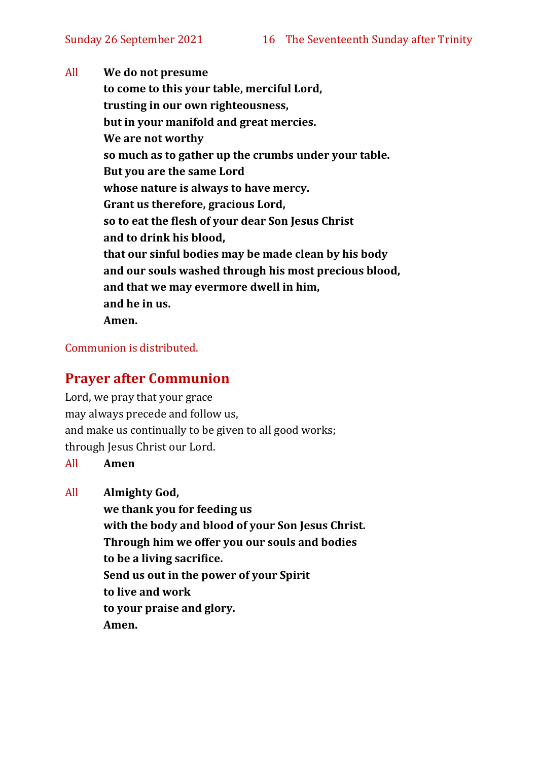All **We do not presume**
**to come to this your table, merciful Lord,**
**trusting in our own righteousness,**
**but in your manifold and great mercies.**
**We are not worthy**
**so much as to gather up the crumbs under your table.**
**But you are the same Lord**
**whose nature is always to have mercy.**
**Grant us therefore, gracious Lord,**
**so to eat the flesh of your dear Son Jesus Christ**
**and to drink his blood,**
**that our sinful bodies may be made clean by his body**
**and our souls washed through his most precious blood,**
**and that we may evermore dwell in him,**
**and he in us.**
**Amen.**

Communion is distributed.

## Prayer after Communion

Lord, we pray that your grace
may always precede and follow us,
and make us continually to be given to all good works;
through Jesus Christ our Lord.

All **Amen**

All **Almighty God,**
**we thank you for feeding us**
**with the body and blood of your Son Jesus Christ.**
**Through him we offer you our souls and bodies**
**to be a living sacrifice.**
**Send us out in the power of your Spirit**
**to live and work**
**to your praise and glory.**
**Amen.**